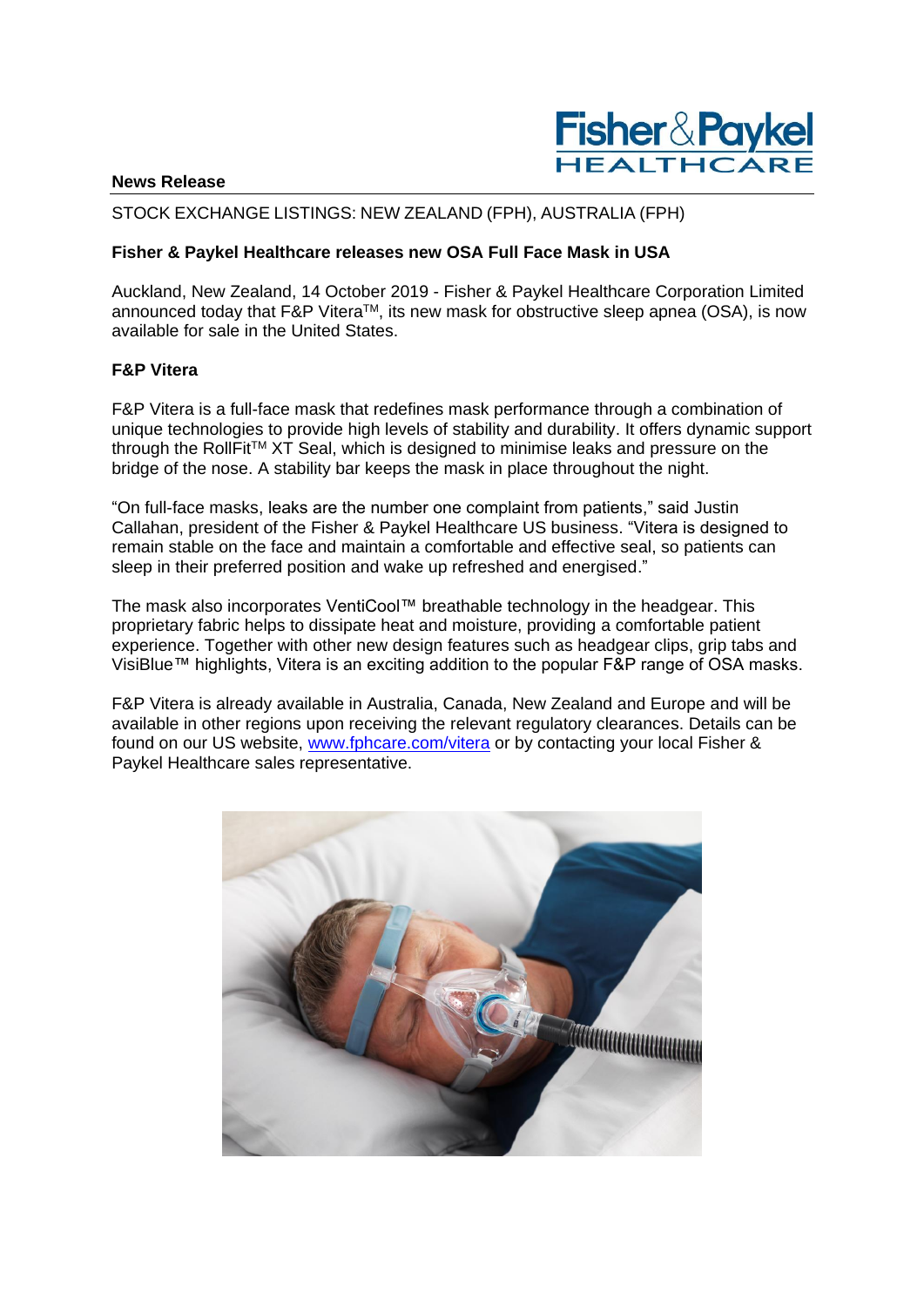**News Release**

STOCK EXCHANGE LISTINGS: NEW ZEALAND (FPH), AUSTRALIA (FPH)

**Fisher & Paykel Healthcare releases new OSA Full Face Mask in USA**

Auckland, New Zealand, 14 October 2019 - Fisher & Paykel Healthcare Corporation Limited announced today that F&P Vitera™, its new mask for obstructive sleep apnea (OSA), is now available for sale in the United States.

**F&P Vitera**

F&P Vitera is a full-face mask that redefines mask performance through a combination of unique technologies to provide high levels of stability and durability. It offers dynamic support through the RollFit™ XT Seal, which is designed to minimise leaks and pressure on the bridge of the nose. A stability bar keeps the mask in place throughout the night.

"On full-face masks, leaks are the number one complaint from patients," said Justin Callahan, president of the Fisher & Paykel Healthcare US business. "Vitera is designed to remain stable on the face and maintain a comfortable and effective seal, so patients can sleep in their preferred position and wake up refreshed and energised."

The mask also incorporates VentiCool™ breathable technology in the headgear. This proprietary fabric helps to dissipate heat and moisture, providing a comfortable patient experience. Together with other new design features such as headgear clips, grip tabs and VisiBlue™ highlights, Vitera is an exciting addition to the popular F&P range of OSA masks.

F&P Vitera is already available in Australia, Canada, New Zealand and Europe and will be available in other regions upon receiving the relevant regulatory clearances. Details can be found on our US website, www.fphcare.com/vitera or by contacting your local Fisher & Paykel Healthcare sales representative.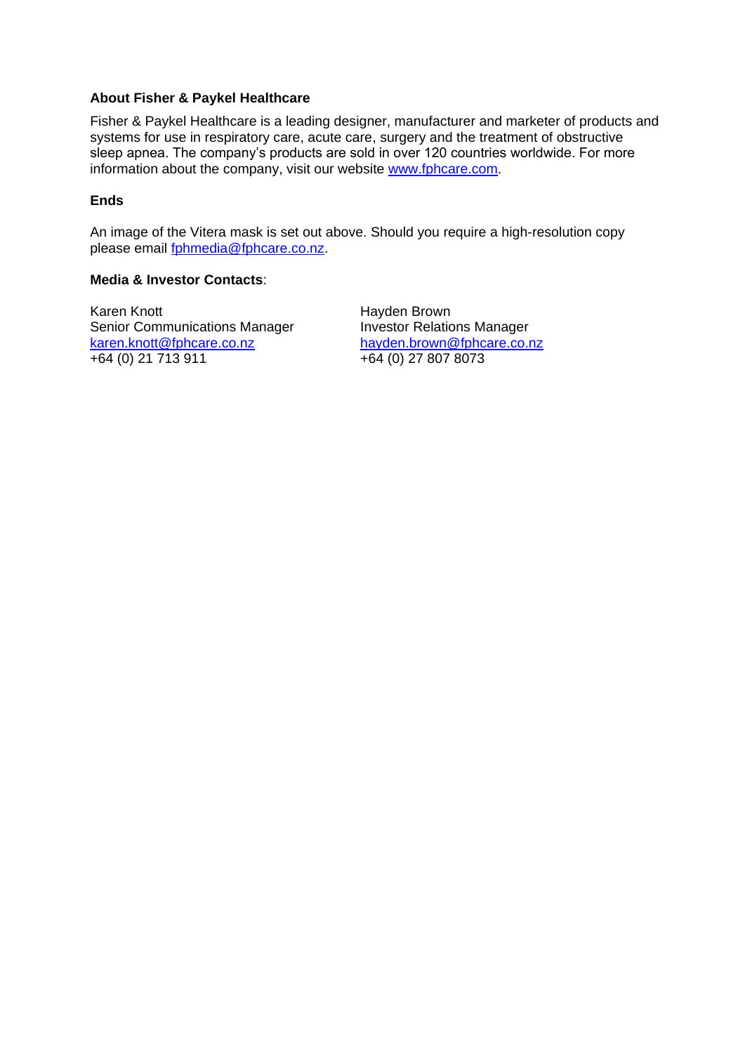**About Fisher & Paykel Healthcare**

Fisher & Paykel Healthcare is a leading designer, manufacturer and marketer of products and systems for use in respiratory care, acute care, surgery and the treatment of obstructive sleep apnea. The company's products are sold in over 120 countries worldwide. For more information about the company, visit our website www.fphcare.com.

**Ends**

An image of the Vitera mask is set out above. Should you require a high-resolution copy please email fphmedia@fphcare.co.nz.

**Media & Investor Contacts**:

Karen Knott
Senior Communications Manager
karen.knott@fphcare.co.nz
+64 (0) 21 713 911

Hayden Brown
Investor Relations Manager
hayden.brown@fphcare.co.nz
+64 (0) 27 807 8073